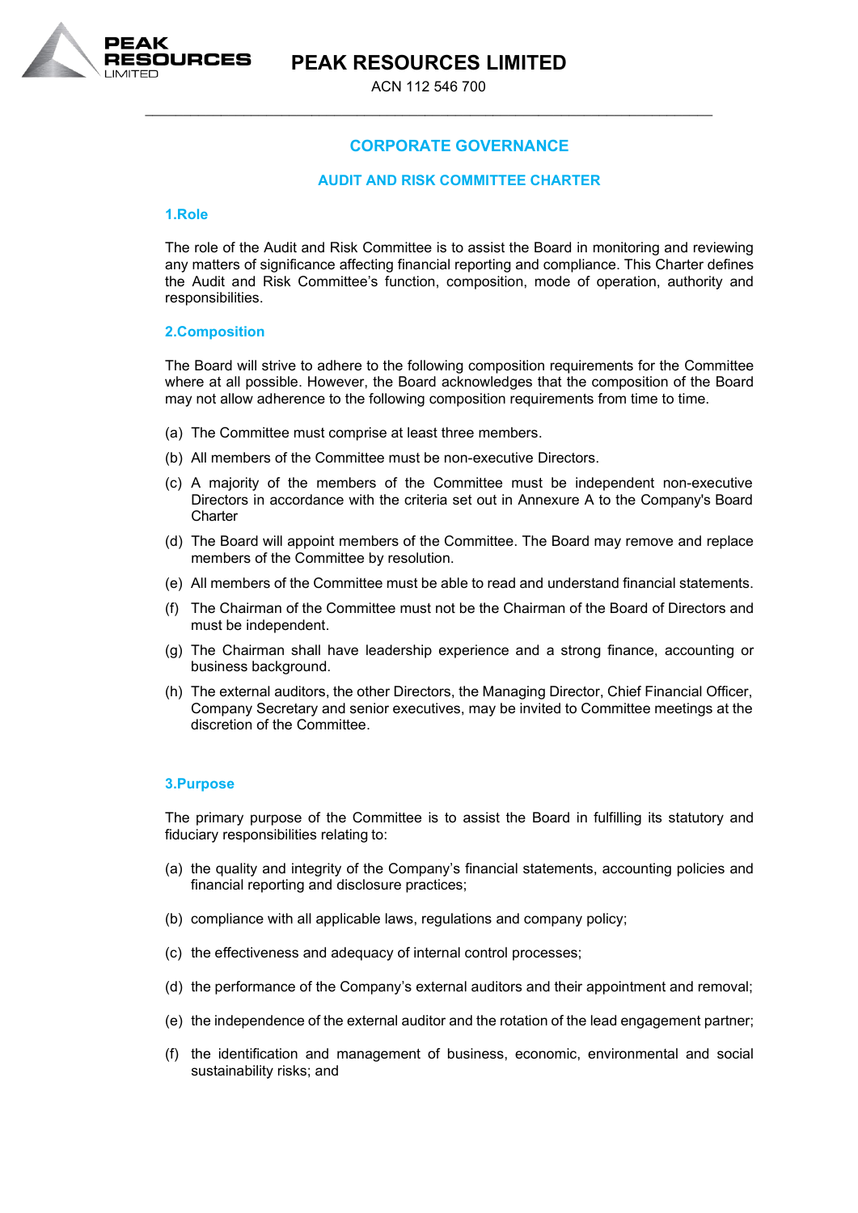# PEAK RESOURCES LIMITED

ACN 112 546 700

## CORPORATE GOVERNANCE

## AUDIT AND RISK COMMITTEE CHARTER

### 1.Role

The role of the Audit and Risk Committee is to assist the Board in monitoring and reviewing any matters of significance affecting financial reporting and compliance. This Charter defines the Audit and Risk Committee's function, composition, mode of operation, authority and responsibilities.

### 2.Composition

The Board will strive to adhere to the following composition requirements for the Committee where at all possible. However, the Board acknowledges that the composition of the Board may not allow adherence to the following composition requirements from time to time.

(a) The Committee must comprise at least three members.

(b) All members of the Committee must be non-executive Directors.

(c) A majority of the members of the Committee must be independent non-executive Directors in accordance with the criteria set out in Annexure A to the Company's Board Charter

(d) The Board will appoint members of the Committee. The Board may remove and replace members of the Committee by resolution.

(e) All members of the Committee must be able to read and understand financial statements.

(f) The Chairman of the Committee must not be the Chairman of the Board of Directors and must be independent.

(g) The Chairman shall have leadership experience and a strong finance, accounting or business background.

(h) The external auditors, the other Directors, the Managing Director, Chief Financial Officer, Company Secretary and senior executives, may be invited to Committee meetings at the discretion of the Committee.

### 3.Purpose

The primary purpose of the Committee is to assist the Board in fulfilling its statutory and fiduciary responsibilities relating to:

(a) the quality and integrity of the Company's financial statements, accounting policies and financial reporting and disclosure practices;

(b) compliance with all applicable laws, regulations and company policy;

(c) the effectiveness and adequacy of internal control processes;

(d) the performance of the Company's external auditors and their appointment and removal;

(e) the independence of the external auditor and the rotation of the lead engagement partner;

(f) the identification and management of business, economic, environmental and social sustainability risks; and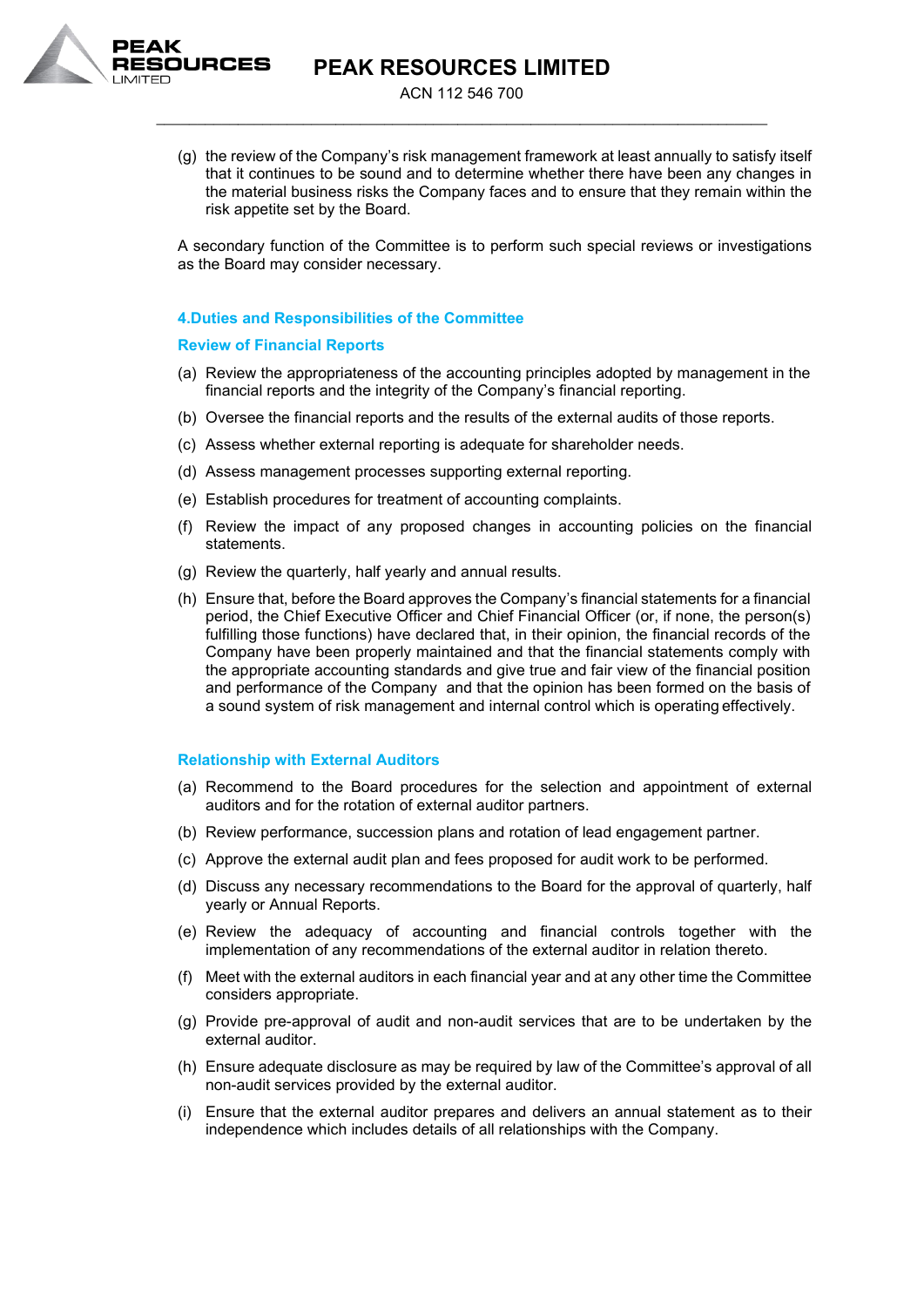(g) the review of the Company's risk management framework at least annually to satisfy itself that it continues to be sound and to determine whether there have been any changes in the material business risks the Company faces and to ensure that they remain within the risk appetite set by the Board.

A secondary function of the Committee is to perform such special reviews or investigations as the Board may consider necessary.

## 4.Duties and Responsibilities of the Committee

### Review of Financial Reports

(a) Review the appropriateness of the accounting principles adopted by management in the financial reports and the integrity of the Company's financial reporting.

(b) Oversee the financial reports and the results of the external audits of those reports.

(c) Assess whether external reporting is adequate for shareholder needs.

(d) Assess management processes supporting external reporting.

(e) Establish procedures for treatment of accounting complaints.

(f) Review the impact of any proposed changes in accounting policies on the financial statements.

(g) Review the quarterly, half yearly and annual results.

(h) Ensure that, before the Board approves the Company's financial statements for a financial period, the Chief Executive Officer and Chief Financial Officer (or, if none, the person(s) fulfilling those functions) have declared that, in their opinion, the financial records of the Company have been properly maintained and that the financial statements comply with the appropriate accounting standards and give true and fair view of the financial position and performance of the Company and that the opinion has been formed on the basis of a sound system of risk management and internal control which is operating effectively.

### Relationship with External Auditors

(a) Recommend to the Board procedures for the selection and appointment of external auditors and for the rotation of external auditor partners.

(b) Review performance, succession plans and rotation of lead engagement partner.

(c) Approve the external audit plan and fees proposed for audit work to be performed.

(d) Discuss any necessary recommendations to the Board for the approval of quarterly, half yearly or Annual Reports.

(e) Review the adequacy of accounting and financial controls together with the implementation of any recommendations of the external auditor in relation thereto.

(f) Meet with the external auditors in each financial year and at any other time the Committee considers appropriate.

(g) Provide pre-approval of audit and non-audit services that are to be undertaken by the external auditor.

(h) Ensure adequate disclosure as may be required by law of the Committee's approval of all non-audit services provided by the external auditor.

(i) Ensure that the external auditor prepares and delivers an annual statement as to their independence which includes details of all relationships with the Company.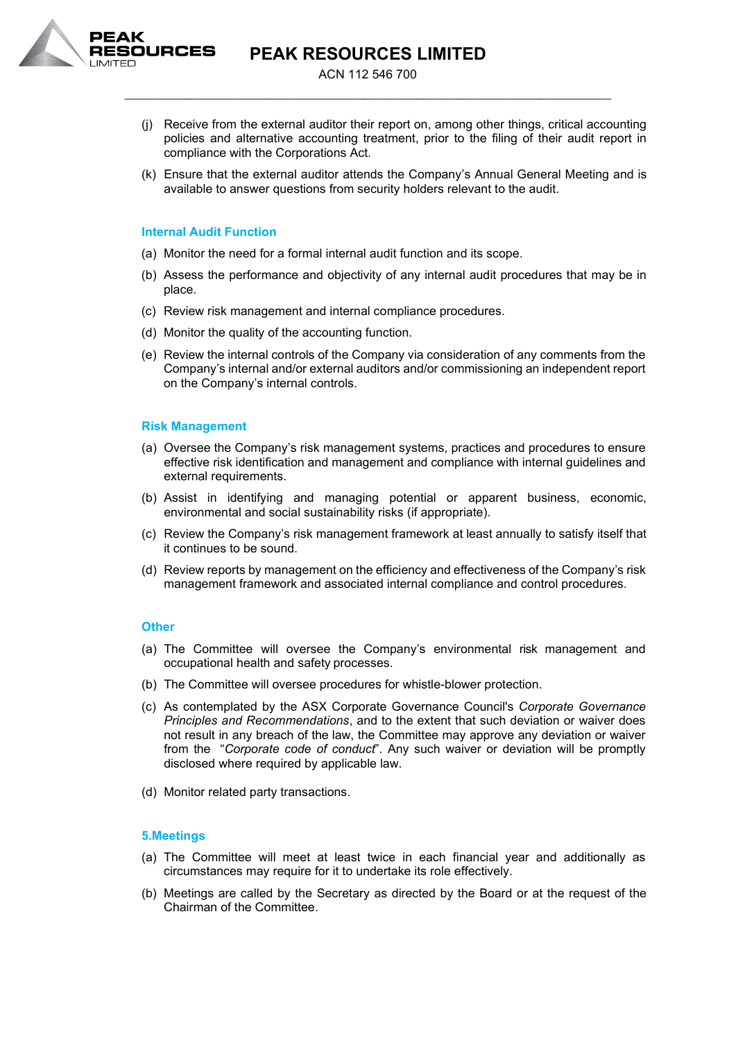(j) Receive from the external auditor their report on, among other things, critical accounting policies and alternative accounting treatment, prior to the filing of their audit report in compliance with the Corporations Act.

(k) Ensure that the external auditor attends the Company's Annual General Meeting and is available to answer questions from security holders relevant to the audit.

### Internal Audit Function

(a) Monitor the need for a formal internal audit function and its scope.

(b) Assess the performance and objectivity of any internal audit procedures that may be in place.

(c) Review risk management and internal compliance procedures.

(d) Monitor the quality of the accounting function.

(e) Review the internal controls of the Company via consideration of any comments from the Company's internal and/or external auditors and/or commissioning an independent report on the Company's internal controls.

### Risk Management

(a) Oversee the Company's risk management systems, practices and procedures to ensure effective risk identification and management and compliance with internal guidelines and external requirements.

(b) Assist in identifying and managing potential or apparent business, economic, environmental and social sustainability risks (if appropriate).

(c) Review the Company's risk management framework at least annually to satisfy itself that it continues to be sound.

(d) Review reports by management on the efficiency and effectiveness of the Company's risk management framework and associated internal compliance and control procedures.

### Other

(a) The Committee will oversee the Company's environmental risk management and occupational health and safety processes.

(b) The Committee will oversee procedures for whistle-blower protection.

(c) As contemplated by the ASX Corporate Governance Council's *Corporate Governance Principles and Recommendations*, and to the extent that such deviation or waiver does not result in any breach of the law, the Committee may approve any deviation or waiver from the "*Corporate code of conduct*". Any such waiver or deviation will be promptly disclosed where required by applicable law.

(d) Monitor related party transactions.

## 5. Meetings

(a) The Committee will meet at least twice in each financial year and additionally as circumstances may require for it to undertake its role effectively.

(b) Meetings are called by the Secretary as directed by the Board or at the request of the Chairman of the Committee.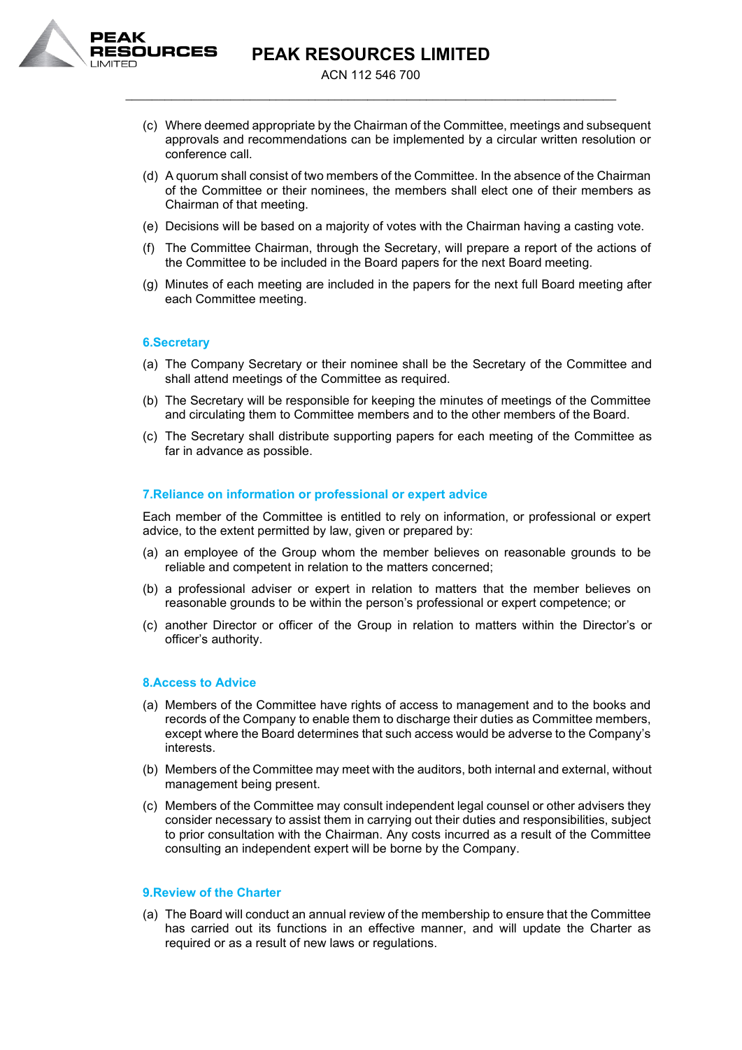(c) Where deemed appropriate by the Chairman of the Committee, meetings and subsequent approvals and recommendations can be implemented by a circular written resolution or conference call.

(d) A quorum shall consist of two members of the Committee. In the absence of the Chairman of the Committee or their nominees, the members shall elect one of their members as Chairman of that meeting.

(e) Decisions will be based on a majority of votes with the Chairman having a casting vote.

(f) The Committee Chairman, through the Secretary, will prepare a report of the actions of the Committee to be included in the Board papers for the next Board meeting.

(g) Minutes of each meeting are included in the papers for the next full Board meeting after each Committee meeting.

## 6.Secretary

(a) The Company Secretary or their nominee shall be the Secretary of the Committee and shall attend meetings of the Committee as required.

(b) The Secretary will be responsible for keeping the minutes of meetings of the Committee and circulating them to Committee members and to the other members of the Board.

(c) The Secretary shall distribute supporting papers for each meeting of the Committee as far in advance as possible.

## 7.Reliance on information or professional or expert advice

Each member of the Committee is entitled to rely on information, or professional or expert advice, to the extent permitted by law, given or prepared by:

(a) an employee of the Group whom the member believes on reasonable grounds to be reliable and competent in relation to the matters concerned;

(b) a professional adviser or expert in relation to matters that the member believes on reasonable grounds to be within the person's professional or expert competence; or

(c) another Director or officer of the Group in relation to matters within the Director's or officer's authority.

## 8.Access to Advice

(a) Members of the Committee have rights of access to management and to the books and records of the Company to enable them to discharge their duties as Committee members, except where the Board determines that such access would be adverse to the Company's interests.

(b) Members of the Committee may meet with the auditors, both internal and external, without management being present.

(c) Members of the Committee may consult independent legal counsel or other advisers they consider necessary to assist them in carrying out their duties and responsibilities, subject to prior consultation with the Chairman. Any costs incurred as a result of the Committee consulting an independent expert will be borne by the Company.

## 9.Review of the Charter

(a) The Board will conduct an annual review of the membership to ensure that the Committee has carried out its functions in an effective manner, and will update the Charter as required or as a result of new laws or regulations.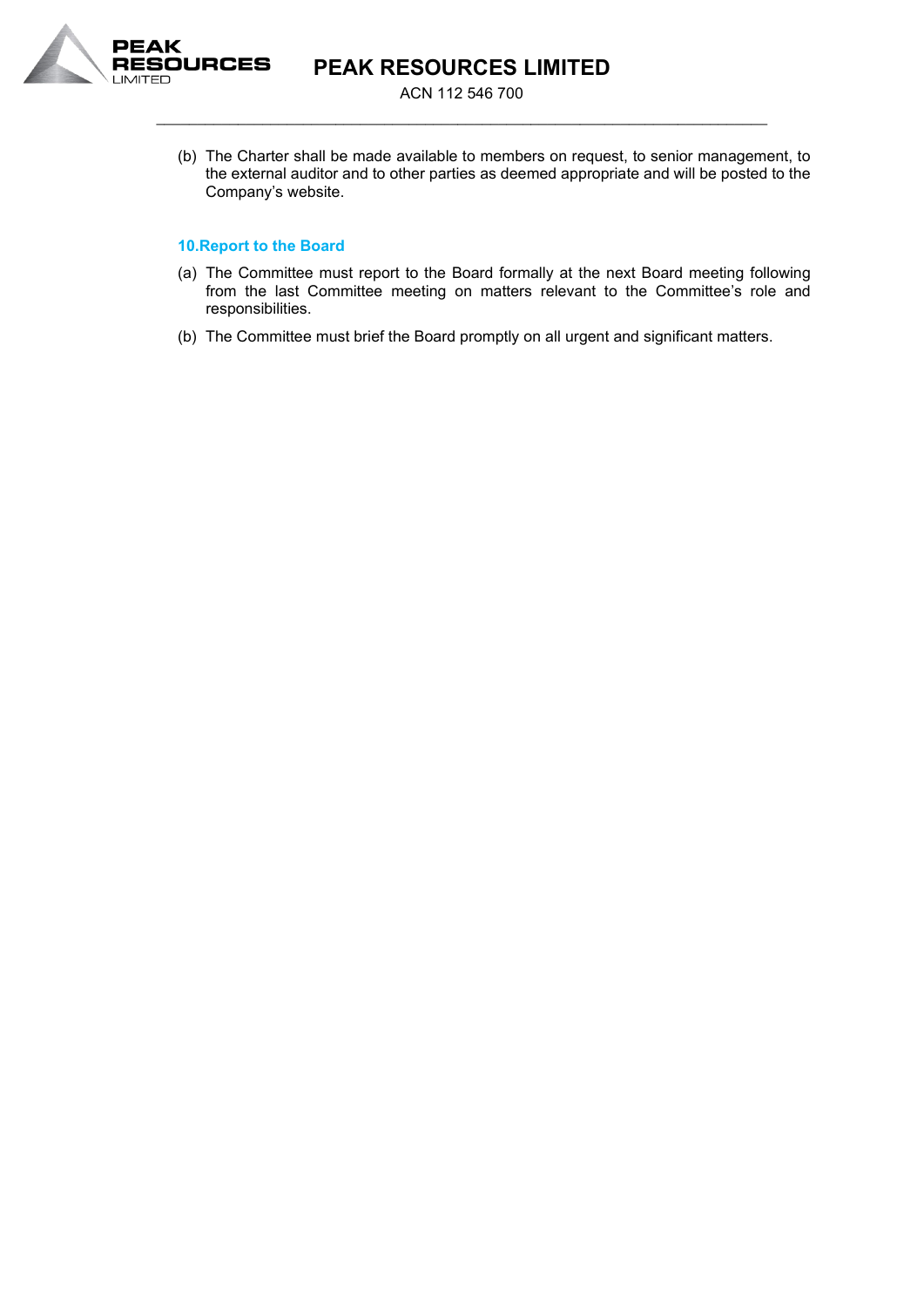(b) The Charter shall be made available to members on request, to senior management, to the external auditor and to other parties as deemed appropriate and will be posted to the Company's website.

## 10. Report to the Board

(a) The Committee must report to the Board formally at the next Board meeting following from the last Committee meeting on matters relevant to the Committee's role and responsibilities.

(b) The Committee must brief the Board promptly on all urgent and significant matters.